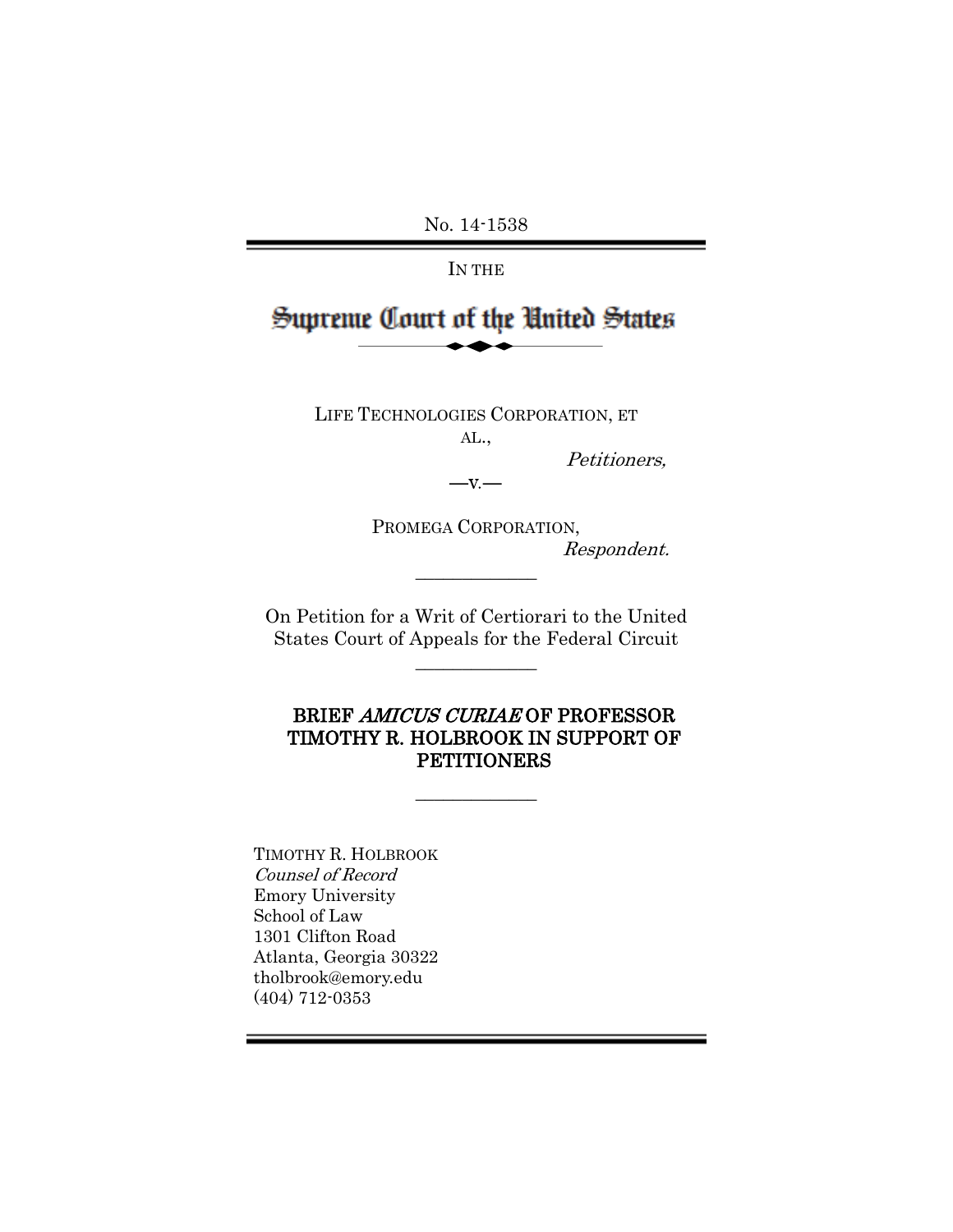No. 14-1538

IN THE

# Supreme Court of the United States

LIFE TECHNOLOGIES CORPORATION, ET AL.,

*Petitioners,*

—v.—

PROMEGA CORPORATION,

*Respondent.*

---

On Petition for a Writ of Certiorari to the United States Court of Appeals for the Federal Circuit

---

## BRIEF *AMICUS CURIAE* OF PROFESSOR TIMOTHY R. HOLBROOK IN SUPPORT OF PETITIONERS

---

TIMOTHY R. HOLBROOK
*Counsel of Record*
Emory University
School of Law
1301 Clifton Road
Atlanta, Georgia 30322
tholbrook@emory.edu
(404) 712-0353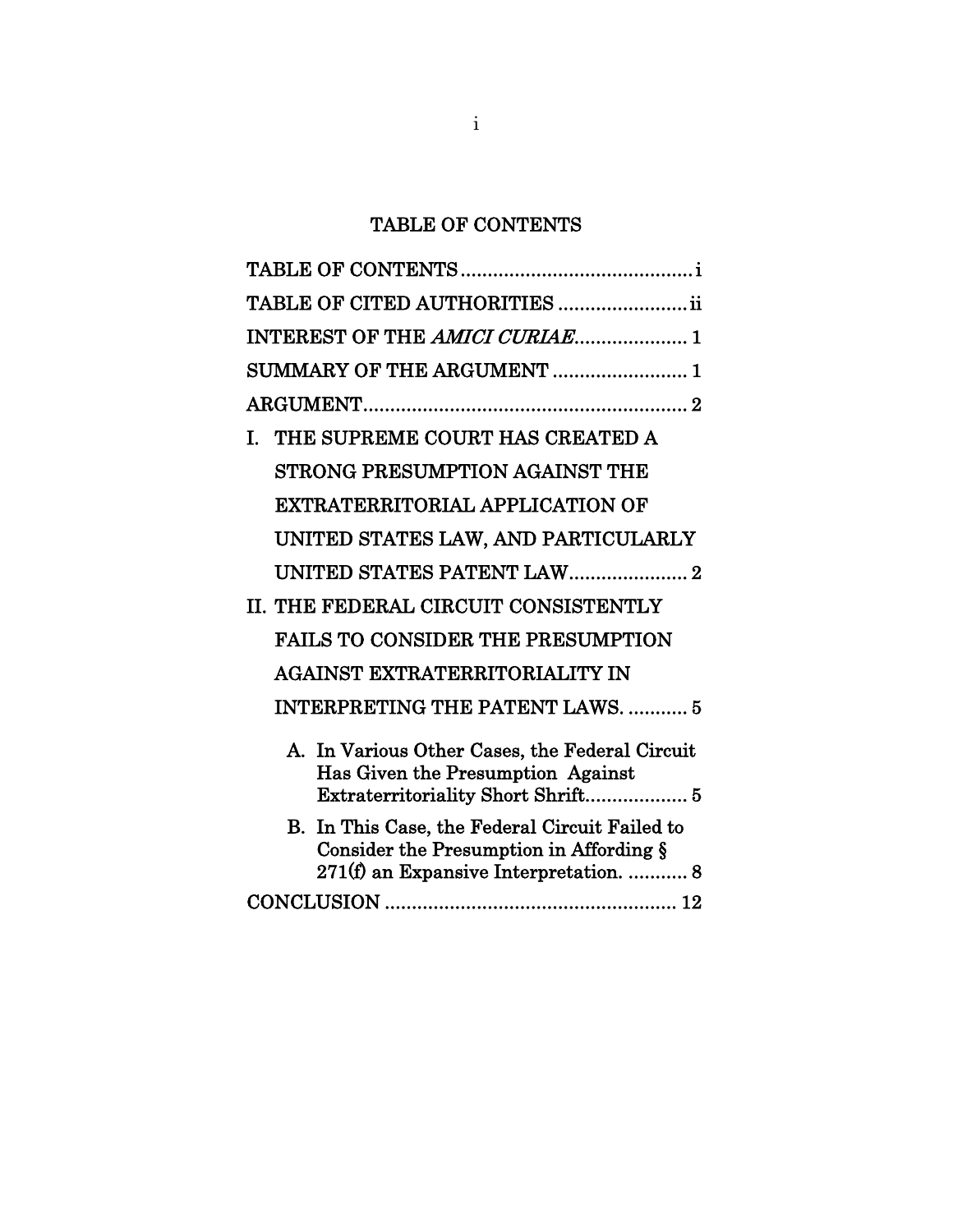# TABLE OF CONTENTS

TABLE OF CONTENTS ........................................... i

TABLE OF CITED AUTHORITIES ........................ ii

INTEREST OF THE *AMICI CURIAE*..................... 1

SUMMARY OF THE ARGUMENT ......................... 1

ARGUMENT............................................................ 2

I. THE SUPREME COURT HAS CREATED A STRONG PRESUMPTION AGAINST THE EXTRATERRITORIAL APPLICATION OF UNITED STATES LAW, AND PARTICULARLY UNITED STATES PATENT LAW...................... 2

II. THE FEDERAL CIRCUIT CONSISTENTLY FAILS TO CONSIDER THE PRESUMPTION AGAINST EXTRATERRITORIALITY IN INTERPRETING THE PATENT LAWS. ........... 5

   A. In Various Other Cases, the Federal Circuit Has Given the Presumption Against Extraterritoriality Short Shrift................... 5

   B. In This Case, the Federal Circuit Failed to Consider the Presumption in Affording § 271(f) an Expansive Interpretation. ........... 8

CONCLUSION ...................................................... 12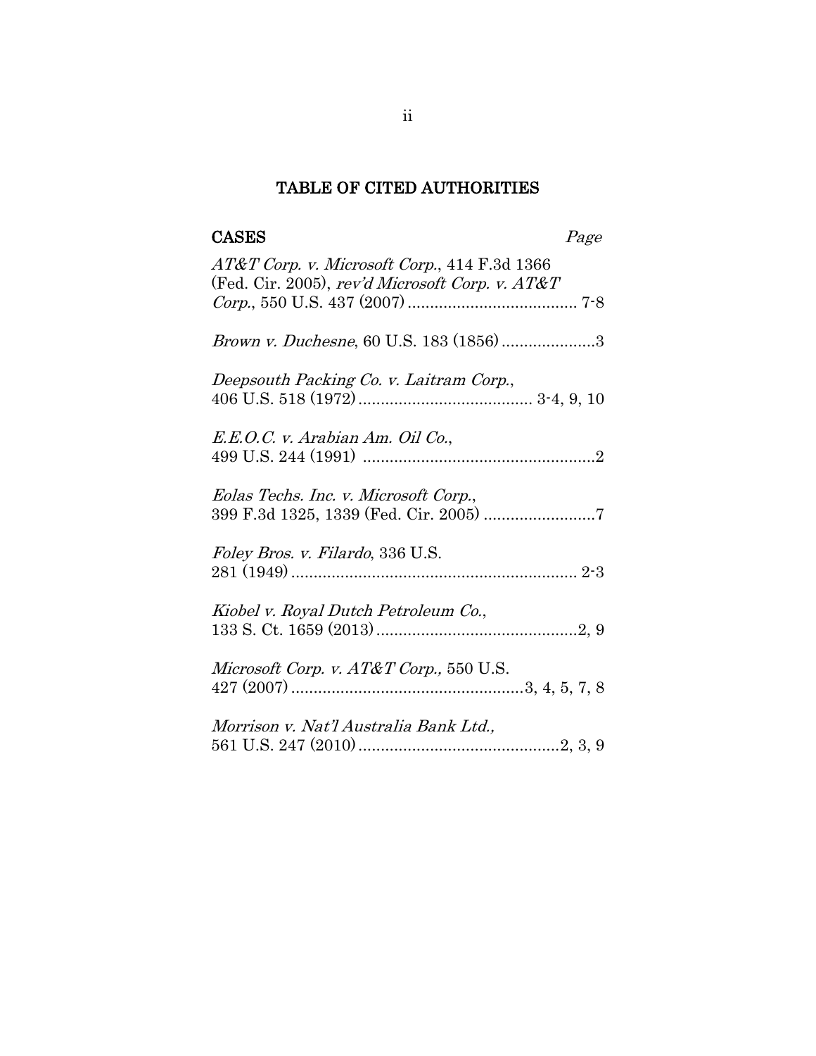# TABLE OF CITED AUTHORITIES

**CASES** *Page*

*AT&T Corp. v. Microsoft Corp.*, 414 F.3d 1366 (Fed. Cir. 2005), *rev'd Microsoft Corp. v. AT&T Corp.*, 550 U.S. 437 (2007) ...................................... 7-8

*Brown v. Duchesne*, 60 U.S. 183 (1856) .....................3

*Deepsouth Packing Co. v. Laitram Corp.*, 406 U.S. 518 (1972) ....................................... 3-4, 9, 10

*E.E.O.C. v. Arabian Am. Oil Co.*, 499 U.S. 244 (1991) ....................................................2

*Eolas Techs. Inc. v. Microsoft Corp.*, 399 F.3d 1325, 1339 (Fed. Cir. 2005) .........................7

*Foley Bros. v. Filardo*, 336 U.S. 281 (1949) ................................................................ 2-3

*Kiobel v. Royal Dutch Petroleum Co.*, 133 S. Ct. 1659 (2013) .............................................2, 9

*Microsoft Corp. v. AT&T Corp.,* 550 U.S. 427 (2007) ....................................................3, 4, 5, 7, 8

*Morrison v. Nat'l Australia Bank Ltd.,* 561 U.S. 247 (2010) .............................................2, 3, 9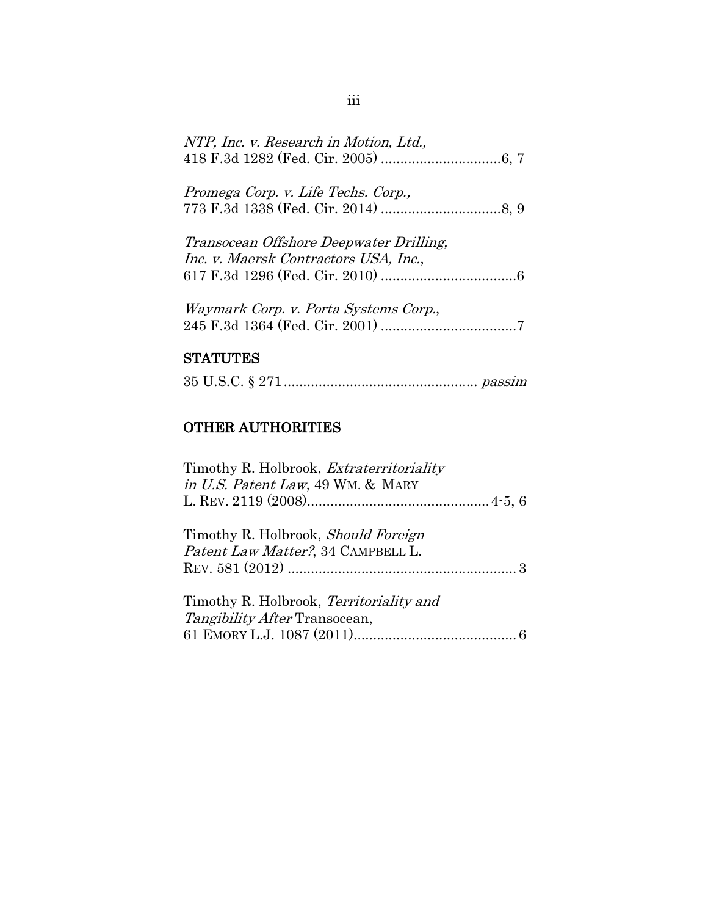*NTP, Inc. v. Research in Motion, Ltd.*,
418 F.3d 1282 (Fed. Cir. 2005) ...............................6, 7

*Promega Corp. v. Life Techs. Corp.*,
773 F.3d 1338 (Fed. Cir. 2014) ...............................8, 9

*Transocean Offshore Deepwater Drilling, Inc. v. Maersk Contractors USA, Inc.*,
617 F.3d 1296 (Fed. Cir. 2010) ...................................6

*Waymark Corp. v. Porta Systems Corp.*,
245 F.3d 1364 (Fed. Cir. 2001) ...................................7

## STATUTES

35 U.S.C. § 271.................................................. *passim*

## OTHER AUTHORITIES

Timothy R. Holbrook, *Extraterritoriality in U.S. Patent Law*, 49 WM. & MARY L. REV. 2119 (2008)...............................................4-5, 6

Timothy R. Holbrook, *Should Foreign Patent Law Matter?*, 34 CAMPBELL L. REV. 581 (2012) ........................................................... 3

Timothy R. Holbrook, *Territoriality and Tangibility After* Transocean, 61 EMORY L.J. 1087 (2011)......................................... 6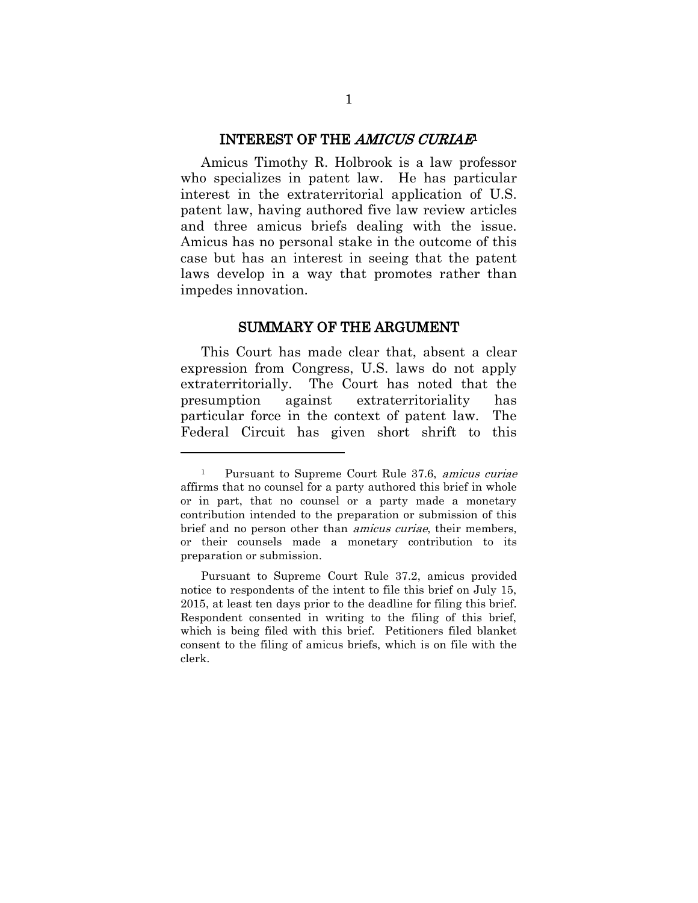## INTEREST OF THE *AMICUS CURIAE*[1]

Amicus Timothy R. Holbrook is a law professor who specializes in patent law. He has particular interest in the extraterritorial application of U.S. patent law, having authored five law review articles and three amicus briefs dealing with the issue. Amicus has no personal stake in the outcome of this case but has an interest in seeing that the patent laws develop in a way that promotes rather than impedes innovation.

## SUMMARY OF THE ARGUMENT

This Court has made clear that, absent a clear expression from Congress, U.S. laws do not apply extraterritorially. The Court has noted that the presumption against extraterritoriality has particular force in the context of patent law. The Federal Circuit has given short shrift to this

---

[1] Pursuant to Supreme Court Rule 37.6, *amicus curiae* affirms that no counsel for a party authored this brief in whole or in part, that no counsel or a party made a monetary contribution intended to the preparation or submission of this brief and no person other than *amicus curiae*, their members, or their counsels made a monetary contribution to its preparation or submission.

Pursuant to Supreme Court Rule 37.2, amicus provided notice to respondents of the intent to file this brief on July 15, 2015, at least ten days prior to the deadline for filing this brief. Respondent consented in writing to the filing of this brief, which is being filed with this brief. Petitioners filed blanket consent to the filing of amicus briefs, which is on file with the clerk.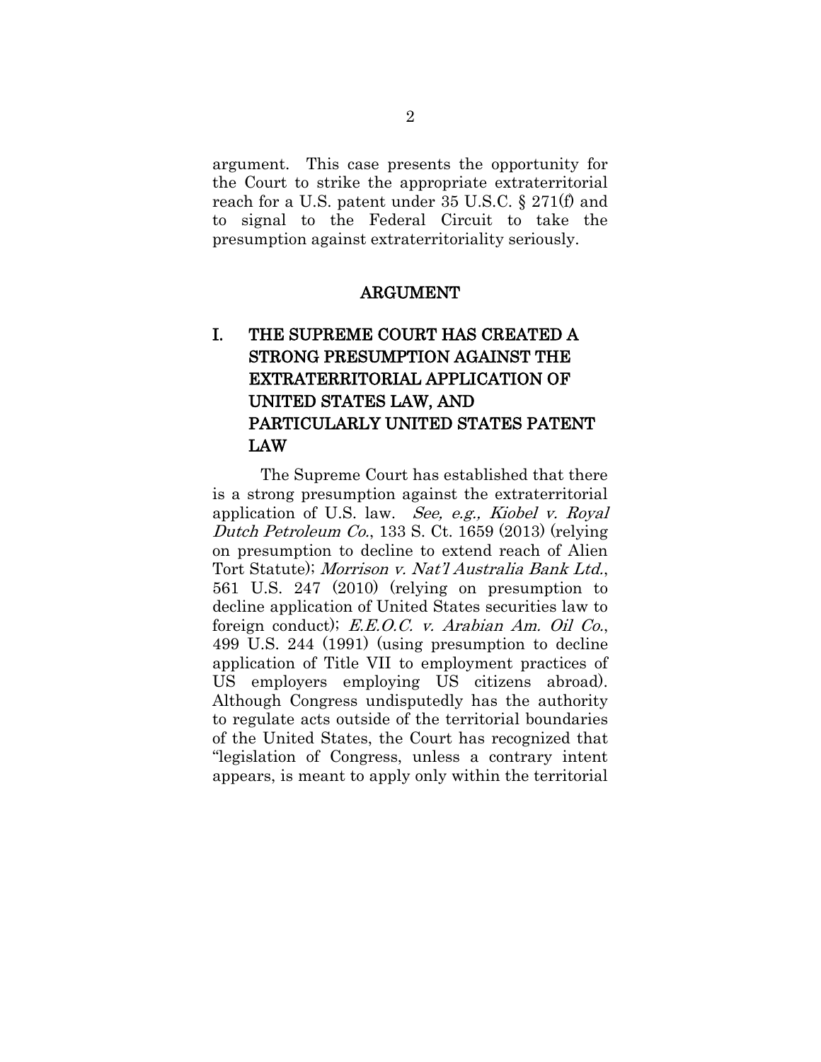argument. This case presents the opportunity for the Court to strike the appropriate extraterritorial reach for a U.S. patent under 35 U.S.C. § 271(f) and to signal to the Federal Circuit to take the presumption against extraterritoriality seriously.

## ARGUMENT

### I. THE SUPREME COURT HAS CREATED A STRONG PRESUMPTION AGAINST THE EXTRATERRITORIAL APPLICATION OF UNITED STATES LAW, AND PARTICULARLY UNITED STATES PATENT LAW

The Supreme Court has established that there is a strong presumption against the extraterritorial application of U.S. law. *See, e.g., Kiobel v. Royal Dutch Petroleum Co.*, 133 S. Ct. 1659 (2013) (relying on presumption to decline to extend reach of Alien Tort Statute); *Morrison v. Nat'l Australia Bank Ltd.*, 561 U.S. 247 (2010) (relying on presumption to decline application of United States securities law to foreign conduct); *E.E.O.C. v. Arabian Am. Oil Co.*, 499 U.S. 244 (1991) (using presumption to decline application of Title VII to employment practices of US employers employing US citizens abroad). Although Congress undisputedly has the authority to regulate acts outside of the territorial boundaries of the United States, the Court has recognized that "legislation of Congress, unless a contrary intent appears, is meant to apply only within the territorial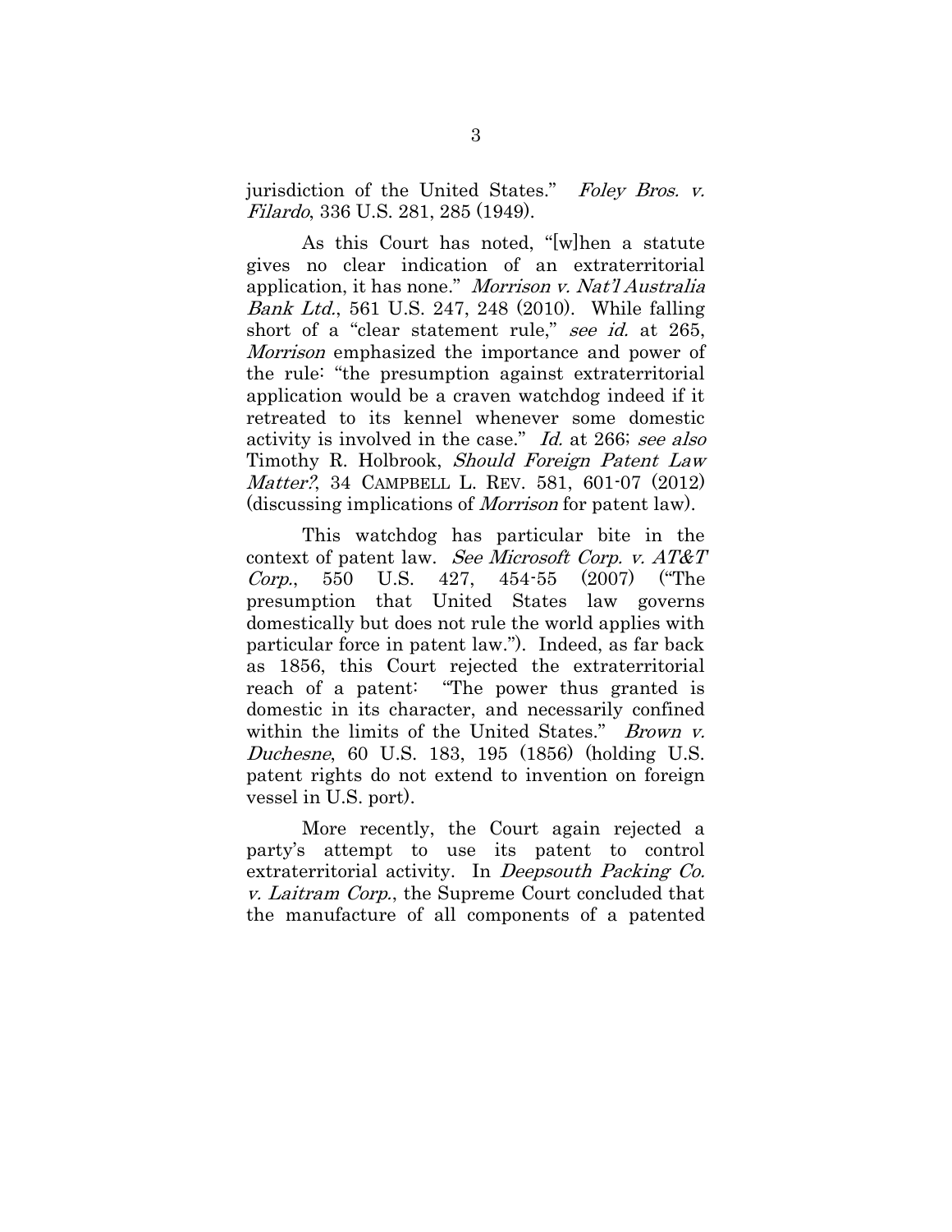jurisdiction of the United States." *Foley Bros. v. Filardo*, 336 U.S. 281, 285 (1949).

As this Court has noted, "[w]hen a statute gives no clear indication of an extraterritorial application, it has none." *Morrison v. Nat'l Australia Bank Ltd.*, 561 U.S. 247, 248 (2010). While falling short of a "clear statement rule," *see id.* at 265, *Morrison* emphasized the importance and power of the rule: "the presumption against extraterritorial application would be a craven watchdog indeed if it retreated to its kennel whenever some domestic activity is involved in the case." *Id.* at 266; *see also* Timothy R. Holbrook, *Should Foreign Patent Law Matter?*, 34 CAMPBELL L. REV. 581, 601-07 (2012) (discussing implications of *Morrison* for patent law).

This watchdog has particular bite in the context of patent law. *See Microsoft Corp. v. AT&T Corp.*, 550 U.S. 427, 454-55 (2007) ("The presumption that United States law governs domestically but does not rule the world applies with particular force in patent law."). Indeed, as far back as 1856, this Court rejected the extraterritorial reach of a patent: "The power thus granted is domestic in its character, and necessarily confined within the limits of the United States." *Brown v. Duchesne*, 60 U.S. 183, 195 (1856) (holding U.S. patent rights do not extend to invention on foreign vessel in U.S. port).

More recently, the Court again rejected a party's attempt to use its patent to control extraterritorial activity. In *Deepsouth Packing Co. v. Laitram Corp.*, the Supreme Court concluded that the manufacture of all components of a patented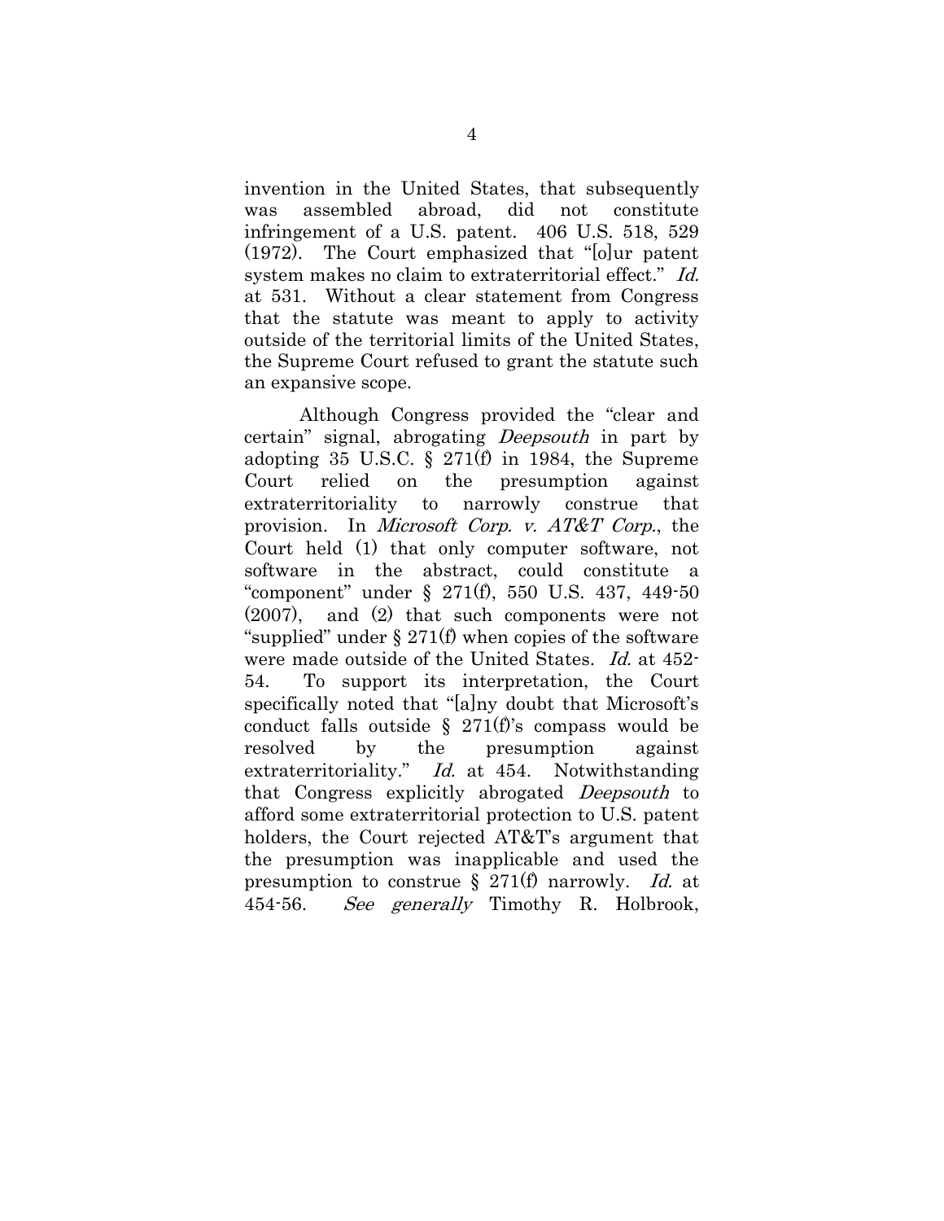invention in the United States, that subsequently was assembled abroad, did not constitute infringement of a U.S. patent. 406 U.S. 518, 529 (1972). The Court emphasized that "[o]ur patent system makes no claim to extraterritorial effect." *Id.* at 531. Without a clear statement from Congress that the statute was meant to apply to activity outside of the territorial limits of the United States, the Supreme Court refused to grant the statute such an expansive scope.

Although Congress provided the "clear and certain" signal, abrogating *Deepsouth* in part by adopting 35 U.S.C. § 271(f) in 1984, the Supreme Court relied on the presumption against extraterritoriality to narrowly construe that provision. In *Microsoft Corp. v. AT&T Corp.*, the Court held (1) that only computer software, not software in the abstract, could constitute a "component" under § 271(f), 550 U.S. 437, 449-50 (2007), and (2) that such components were not "supplied" under § 271(f) when copies of the software were made outside of the United States. *Id.* at 452-54. To support its interpretation, the Court specifically noted that "[a]ny doubt that Microsoft's conduct falls outside § 271(f)'s compass would be resolved by the presumption against extraterritoriality." *Id.* at 454. Notwithstanding that Congress explicitly abrogated *Deepsouth* to afford some extraterritorial protection to U.S. patent holders, the Court rejected AT&T's argument that the presumption was inapplicable and used the presumption to construe § 271(f) narrowly. *Id.* at 454-56. *See generally* Timothy R. Holbrook,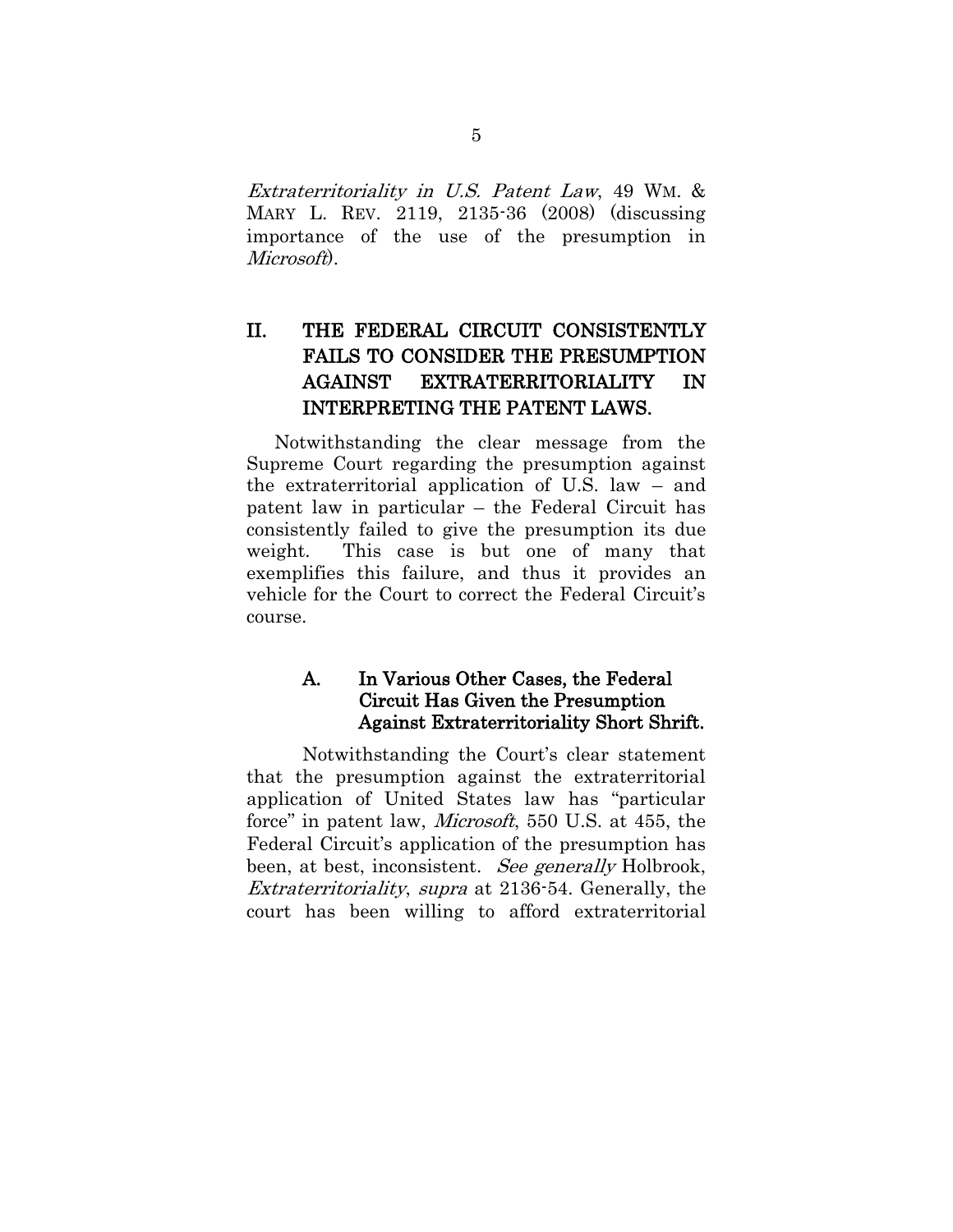*Extraterritoriality in U.S. Patent Law*, 49 WM. & MARY L. REV. 2119, 2135-36 (2008) (discussing importance of the use of the presumption in *Microsoft*).

## II. THE FEDERAL CIRCUIT CONSISTENTLY FAILS TO CONSIDER THE PRESUMPTION AGAINST EXTRATERRITORIALITY IN INTERPRETING THE PATENT LAWS.

Notwithstanding the clear message from the Supreme Court regarding the presumption against the extraterritorial application of U.S. law – and patent law in particular – the Federal Circuit has consistently failed to give the presumption its due weight. This case is but one of many that exemplifies this failure, and thus it provides an vehicle for the Court to correct the Federal Circuit's course.

### A. In Various Other Cases, the Federal Circuit Has Given the Presumption Against Extraterritoriality Short Shrift.

Notwithstanding the Court's clear statement that the presumption against the extraterritorial application of United States law has "particular force" in patent law, *Microsoft*, 550 U.S. at 455, the Federal Circuit's application of the presumption has been, at best, inconsistent. *See generally* Holbrook, *Extraterritoriality*, *supra* at 2136-54. Generally, the court has been willing to afford extraterritorial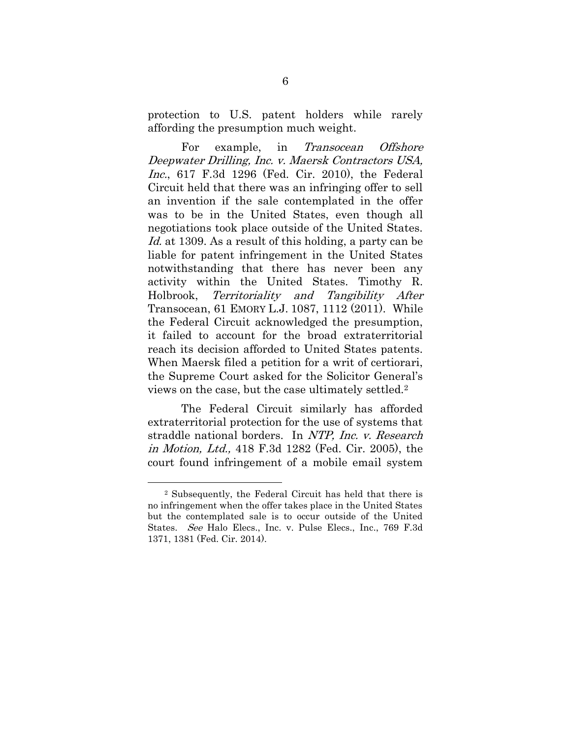protection to U.S. patent holders while rarely affording the presumption much weight.

For example, in *Transocean Offshore Deepwater Drilling, Inc. v. Maersk Contractors USA, Inc.*, 617 F.3d 1296 (Fed. Cir. 2010), the Federal Circuit held that there was an infringing offer to sell an invention if the sale contemplated in the offer was to be in the United States, even though all negotiations took place outside of the United States. *Id.* at 1309. As a result of this holding, a party can be liable for patent infringement in the United States notwithstanding that there has never been any activity within the United States. Timothy R. Holbrook, *Territoriality and Tangibility After* Transocean, 61 EMORY L.J. 1087, 1112 (2011). While the Federal Circuit acknowledged the presumption, it failed to account for the broad extraterritorial reach its decision afforded to United States patents. When Maersk filed a petition for a writ of certiorari, the Supreme Court asked for the Solicitor General's views on the case, but the case ultimately settled.[2]

The Federal Circuit similarly has afforded extraterritorial protection for the use of systems that straddle national borders. In *NTP, Inc. v. Research in Motion, Ltd.,* 418 F.3d 1282 (Fed. Cir. 2005), the court found infringement of a mobile email system

---

[2] Subsequently, the Federal Circuit has held that there is no infringement when the offer takes place in the United States but the contemplated sale is to occur outside of the United States. *See* Halo Elecs., Inc. v. Pulse Elecs., Inc., 769 F.3d 1371, 1381 (Fed. Cir. 2014).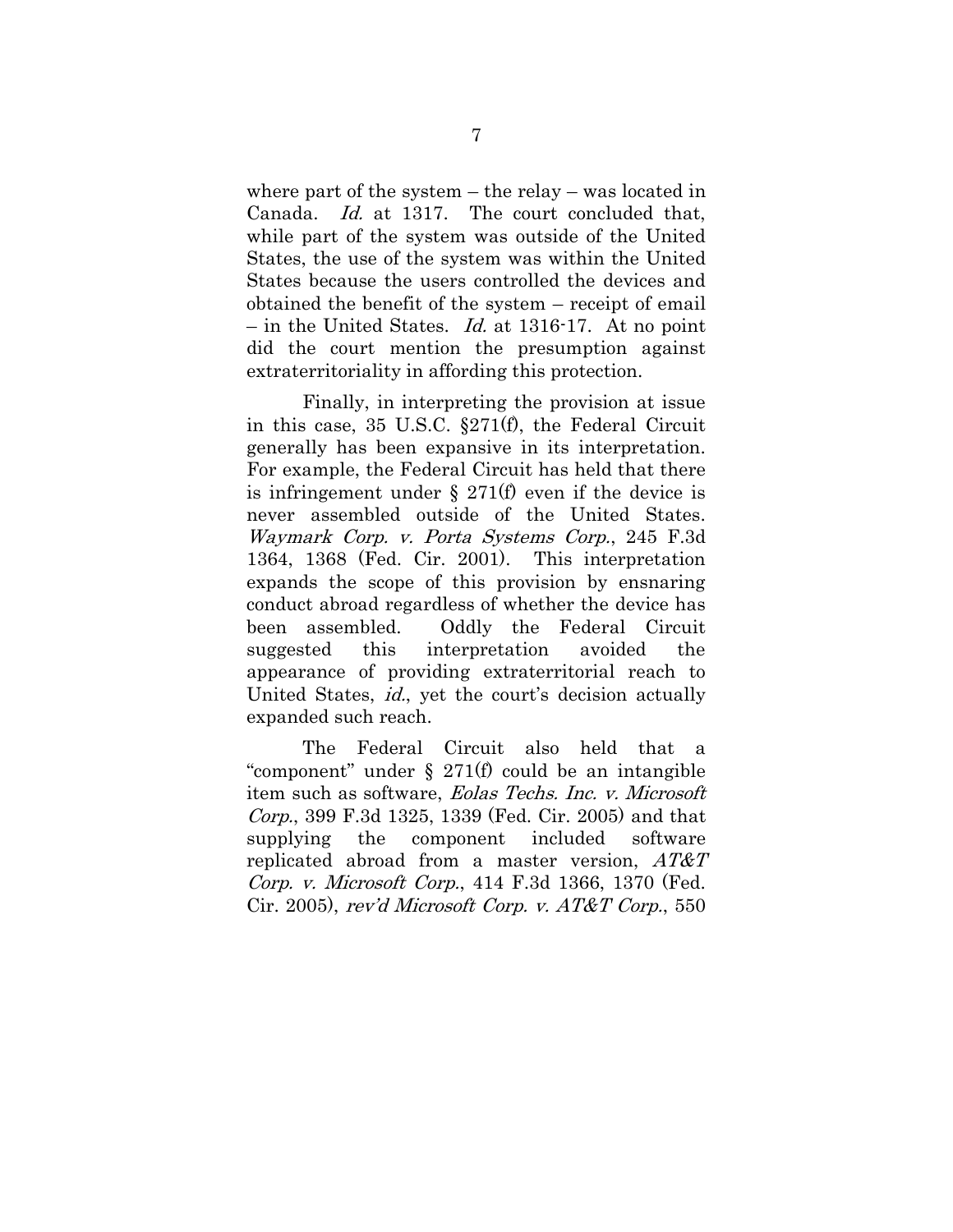where part of the system – the relay – was located in Canada. *Id.* at 1317. The court concluded that, while part of the system was outside of the United States, the use of the system was within the United States because the users controlled the devices and obtained the benefit of the system – receipt of email – in the United States. *Id.* at 1316-17. At no point did the court mention the presumption against extraterritoriality in affording this protection.

Finally, in interpreting the provision at issue in this case, 35 U.S.C. §271(f), the Federal Circuit generally has been expansive in its interpretation. For example, the Federal Circuit has held that there is infringement under § 271(f) even if the device is never assembled outside of the United States. *Waymark Corp. v. Porta Systems Corp.*, 245 F.3d 1364, 1368 (Fed. Cir. 2001). This interpretation expands the scope of this provision by ensnaring conduct abroad regardless of whether the device has been assembled. Oddly the Federal Circuit suggested this interpretation avoided the appearance of providing extraterritorial reach to United States, *id.*, yet the court's decision actually expanded such reach.

The Federal Circuit also held that a "component" under § 271(f) could be an intangible item such as software, *Eolas Techs. Inc. v. Microsoft Corp.*, 399 F.3d 1325, 1339 (Fed. Cir. 2005) and that supplying the component included software replicated abroad from a master version, *AT&T Corp. v. Microsoft Corp.*, 414 F.3d 1366, 1370 (Fed. Cir. 2005), *rev'd Microsoft Corp. v. AT&T Corp.*, 550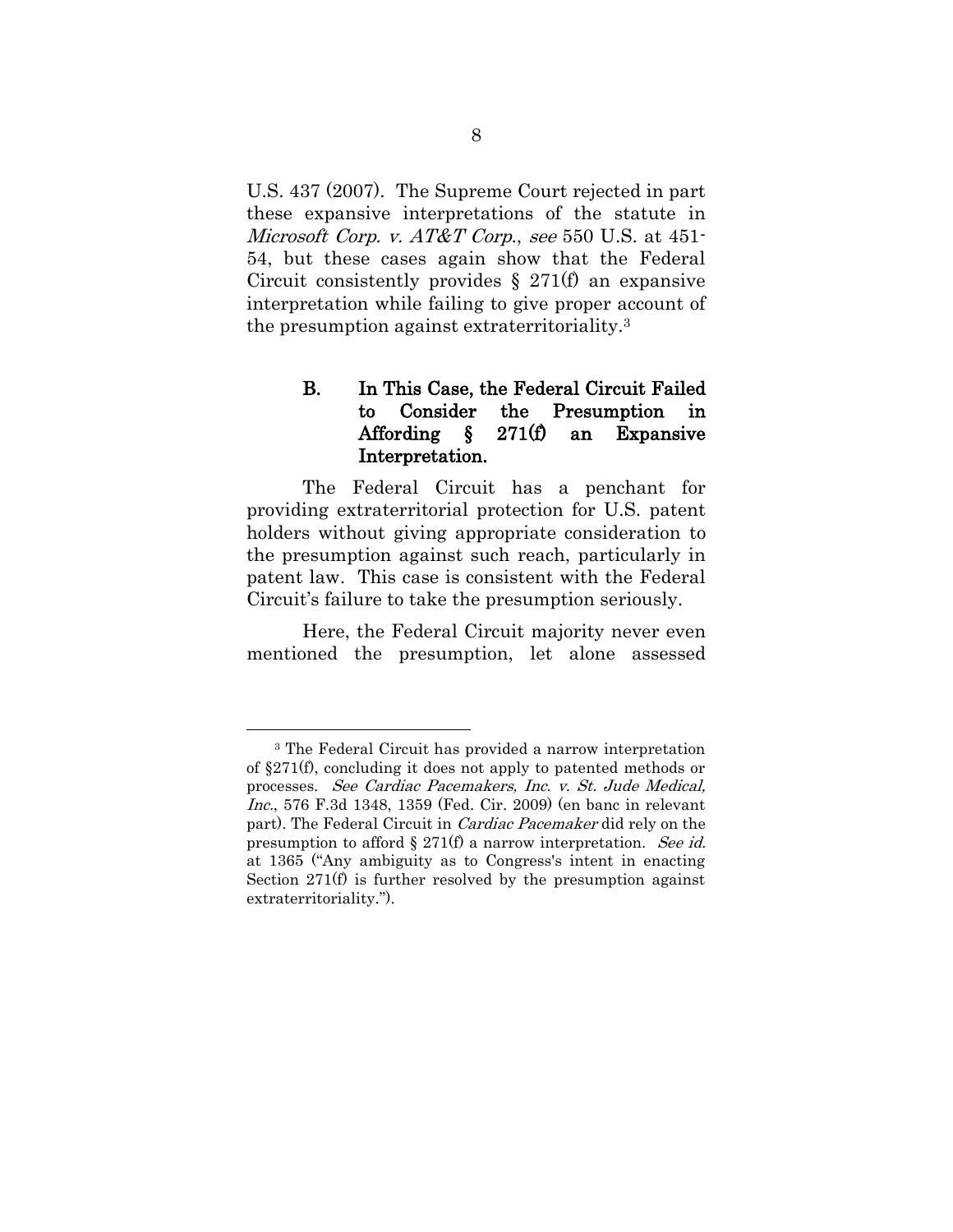U.S. 437 (2007). The Supreme Court rejected in part these expansive interpretations of the statute in *Microsoft Corp. v. AT&T Corp.*, *see* 550 U.S. at 451-54, but these cases again show that the Federal Circuit consistently provides § 271(f) an expansive interpretation while failing to give proper account of the presumption against extraterritoriality.[3]

### B. In This Case, the Federal Circuit Failed to Consider the Presumption in Affording § 271(f) an Expansive Interpretation.

The Federal Circuit has a penchant for providing extraterritorial protection for U.S. patent holders without giving appropriate consideration to the presumption against such reach, particularly in patent law. This case is consistent with the Federal Circuit's failure to take the presumption seriously.

Here, the Federal Circuit majority never even mentioned the presumption, let alone assessed

---

[3] The Federal Circuit has provided a narrow interpretation of §271(f), concluding it does not apply to patented methods or processes. *See Cardiac Pacemakers, Inc. v. St. Jude Medical, Inc.*, 576 F.3d 1348, 1359 (Fed. Cir. 2009) (en banc in relevant part). The Federal Circuit in *Cardiac Pacemaker* did rely on the presumption to afford § 271(f) a narrow interpretation. *See id.* at 1365 ("Any ambiguity as to Congress's intent in enacting Section 271(f) is further resolved by the presumption against extraterritoriality.").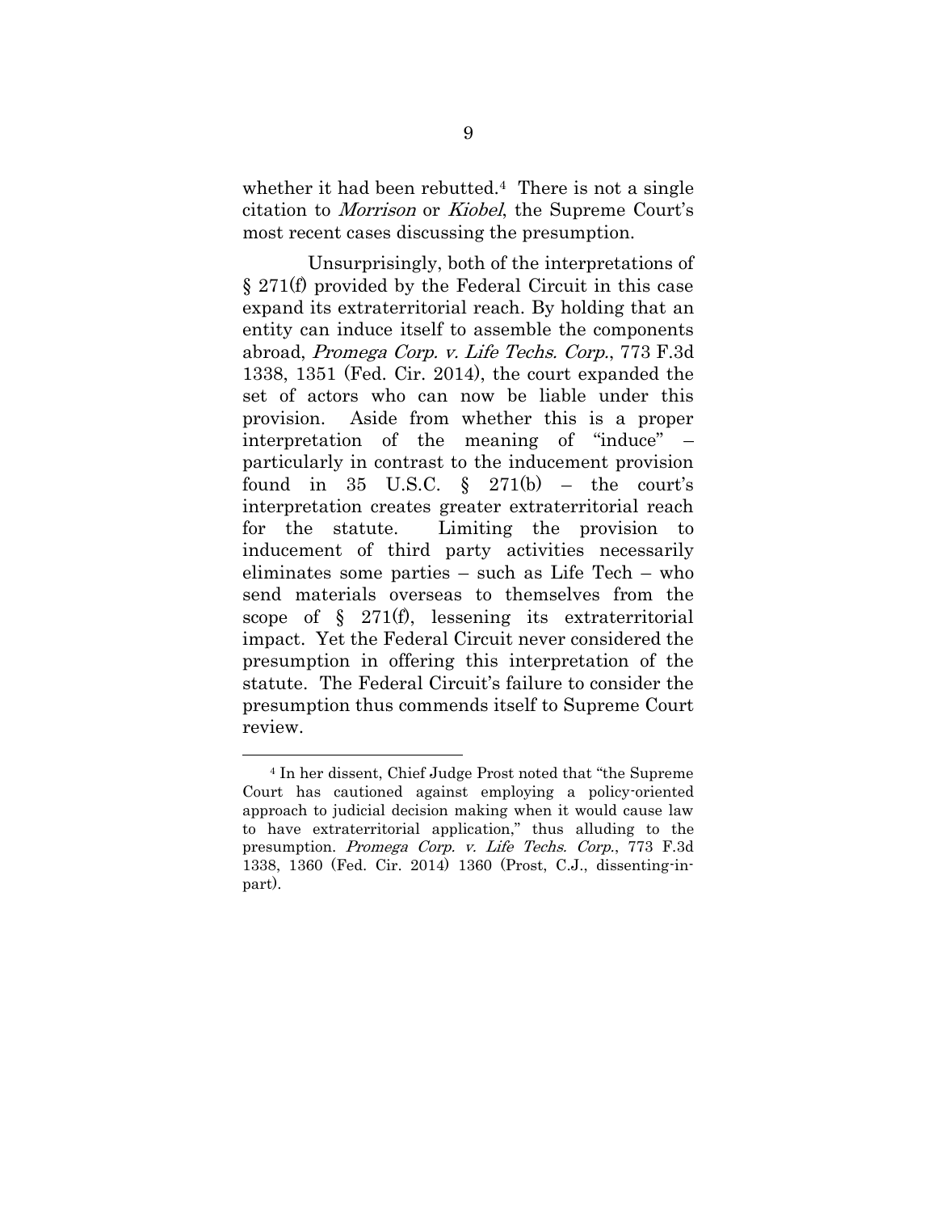whether it had been rebutted.[4] There is not a single citation to *Morrison* or *Kiobel*, the Supreme Court's most recent cases discussing the presumption.

Unsurprisingly, both of the interpretations of § 271(f) provided by the Federal Circuit in this case expand its extraterritorial reach. By holding that an entity can induce itself to assemble the components abroad, *Promega Corp. v. Life Techs. Corp.*, 773 F.3d 1338, 1351 (Fed. Cir. 2014), the court expanded the set of actors who can now be liable under this provision. Aside from whether this is a proper interpretation of the meaning of "induce" – particularly in contrast to the inducement provision found in 35 U.S.C. § 271(b) – the court's interpretation creates greater extraterritorial reach for the statute. Limiting the provision to inducement of third party activities necessarily eliminates some parties – such as Life Tech – who send materials overseas to themselves from the scope of § 271(f), lessening its extraterritorial impact. Yet the Federal Circuit never considered the presumption in offering this interpretation of the statute. The Federal Circuit's failure to consider the presumption thus commends itself to Supreme Court review.

---

[4] In her dissent, Chief Judge Prost noted that "the Supreme Court has cautioned against employing a policy-oriented approach to judicial decision making when it would cause law to have extraterritorial application," thus alluding to the presumption. *Promega Corp. v. Life Techs. Corp.*, 773 F.3d 1338, 1360 (Fed. Cir. 2014) 1360 (Prost, C.J., dissenting-in-part).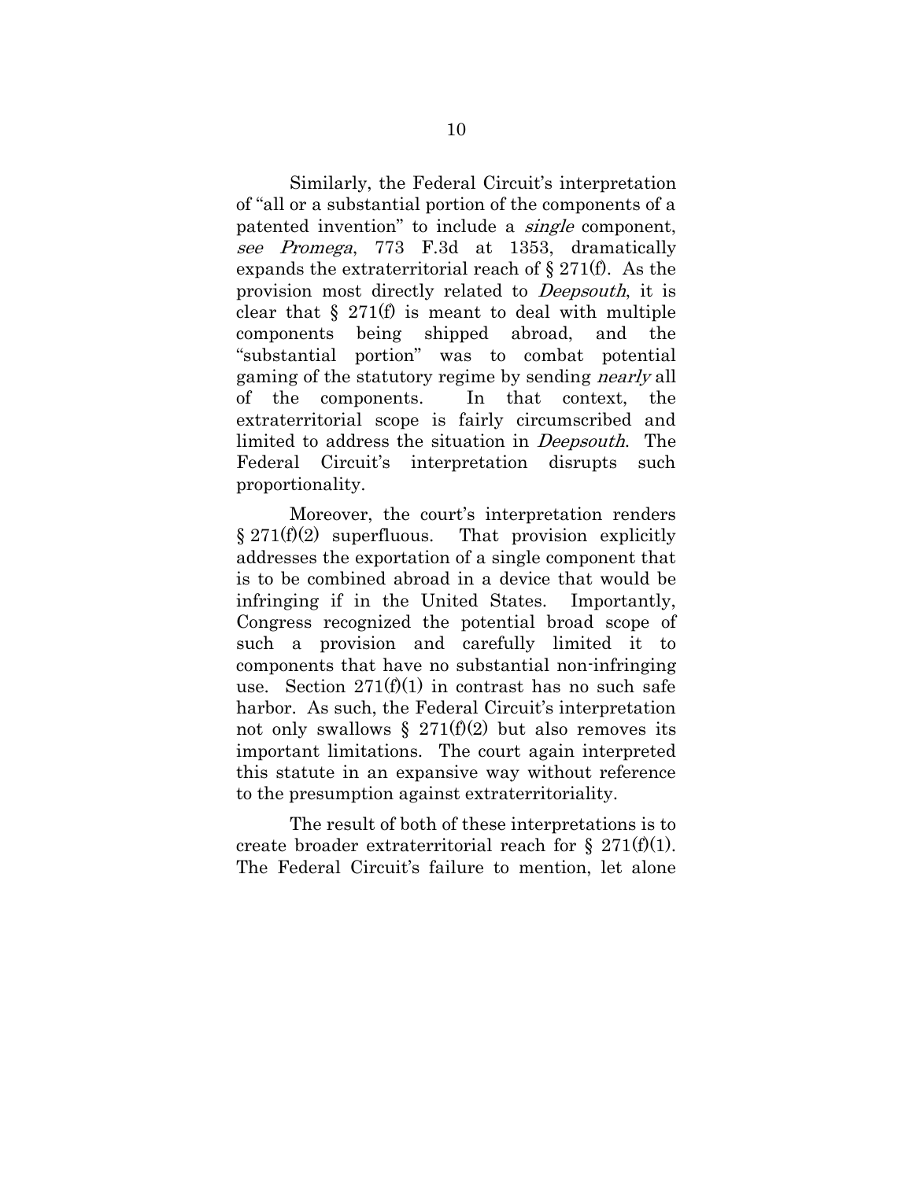Similarly, the Federal Circuit's interpretation of "all or a substantial portion of the components of a patented invention" to include a *single* component, *see Promega*, 773 F.3d at 1353, dramatically expands the extraterritorial reach of § 271(f). As the provision most directly related to *Deepsouth*, it is clear that § 271(f) is meant to deal with multiple components being shipped abroad, and the "substantial portion" was to combat potential gaming of the statutory regime by sending *nearly* all of the components. In that context, the extraterritorial scope is fairly circumscribed and limited to address the situation in *Deepsouth*. The Federal Circuit's interpretation disrupts such proportionality.

Moreover, the court's interpretation renders § 271(f)(2) superfluous. That provision explicitly addresses the exportation of a single component that is to be combined abroad in a device that would be infringing if in the United States. Importantly, Congress recognized the potential broad scope of such a provision and carefully limited it to components that have no substantial non-infringing use. Section 271(f)(1) in contrast has no such safe harbor. As such, the Federal Circuit's interpretation not only swallows § 271(f)(2) but also removes its important limitations. The court again interpreted this statute in an expansive way without reference to the presumption against extraterritoriality.

The result of both of these interpretations is to create broader extraterritorial reach for § 271(f)(1). The Federal Circuit's failure to mention, let alone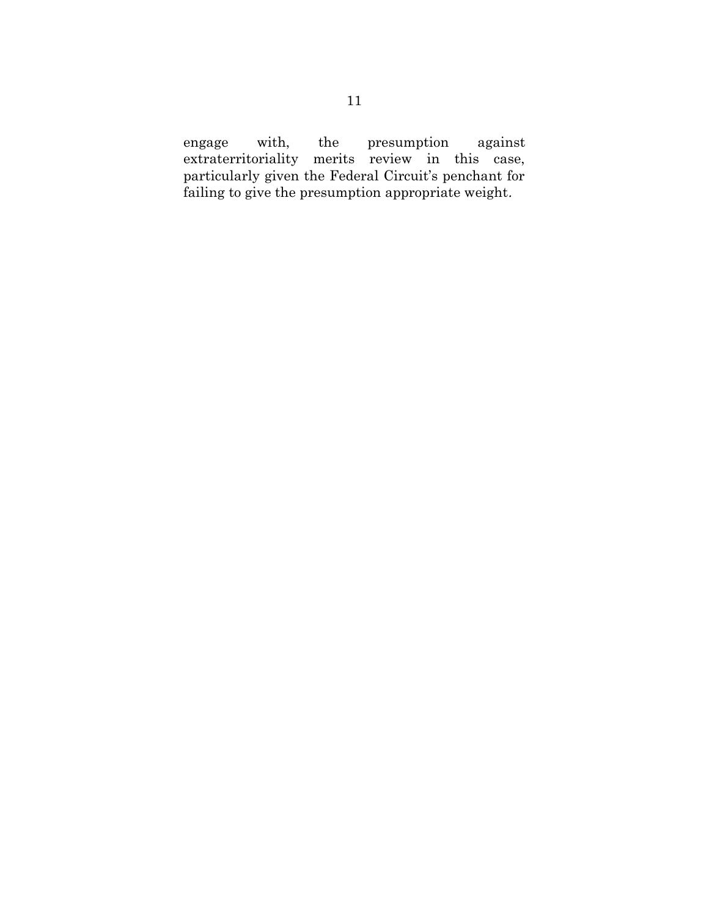engage with, the presumption against extraterritoriality merits review in this case, particularly given the Federal Circuit's penchant for failing to give the presumption appropriate weight.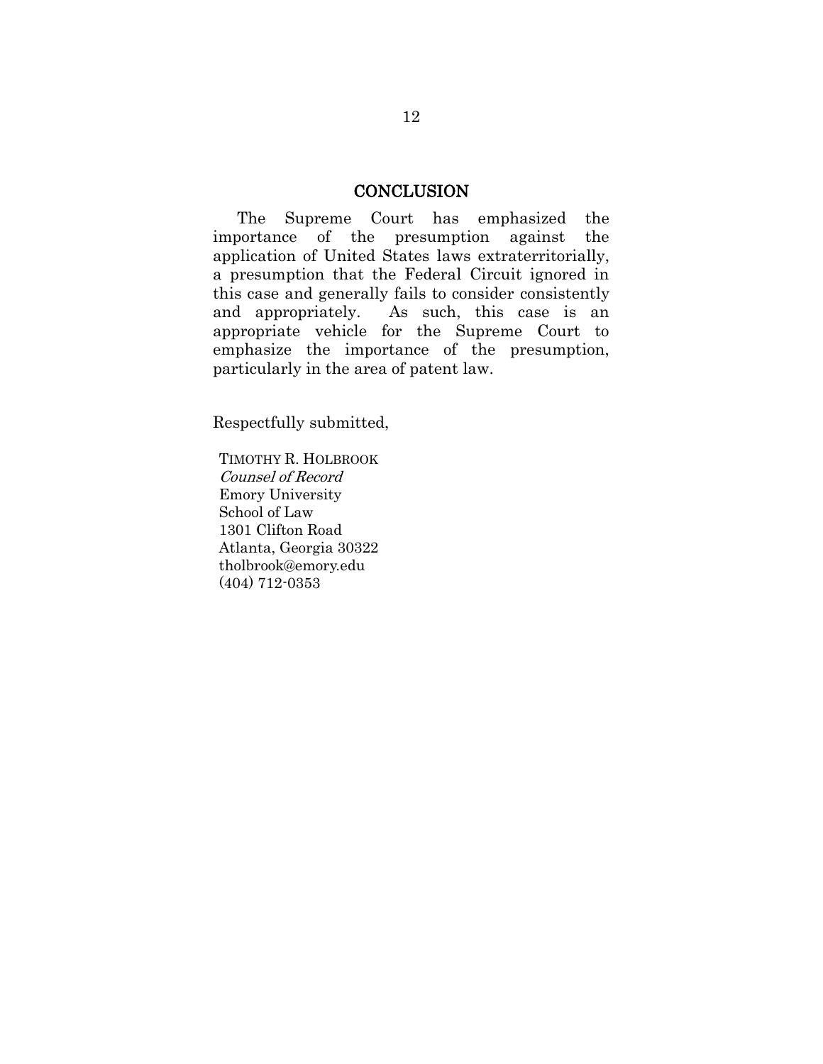## CONCLUSION

The Supreme Court has emphasized the importance of the presumption against the application of United States laws extraterritorially, a presumption that the Federal Circuit ignored in this case and generally fails to consider consistently and appropriately. As such, this case is an appropriate vehicle for the Supreme Court to emphasize the importance of the presumption, particularly in the area of patent law.

Respectfully submitted,

TIMOTHY R. HOLBROOK
*Counsel of Record*
Emory University
School of Law
1301 Clifton Road
Atlanta, Georgia 30322
tholbrook@emory.edu
(404) 712-0353